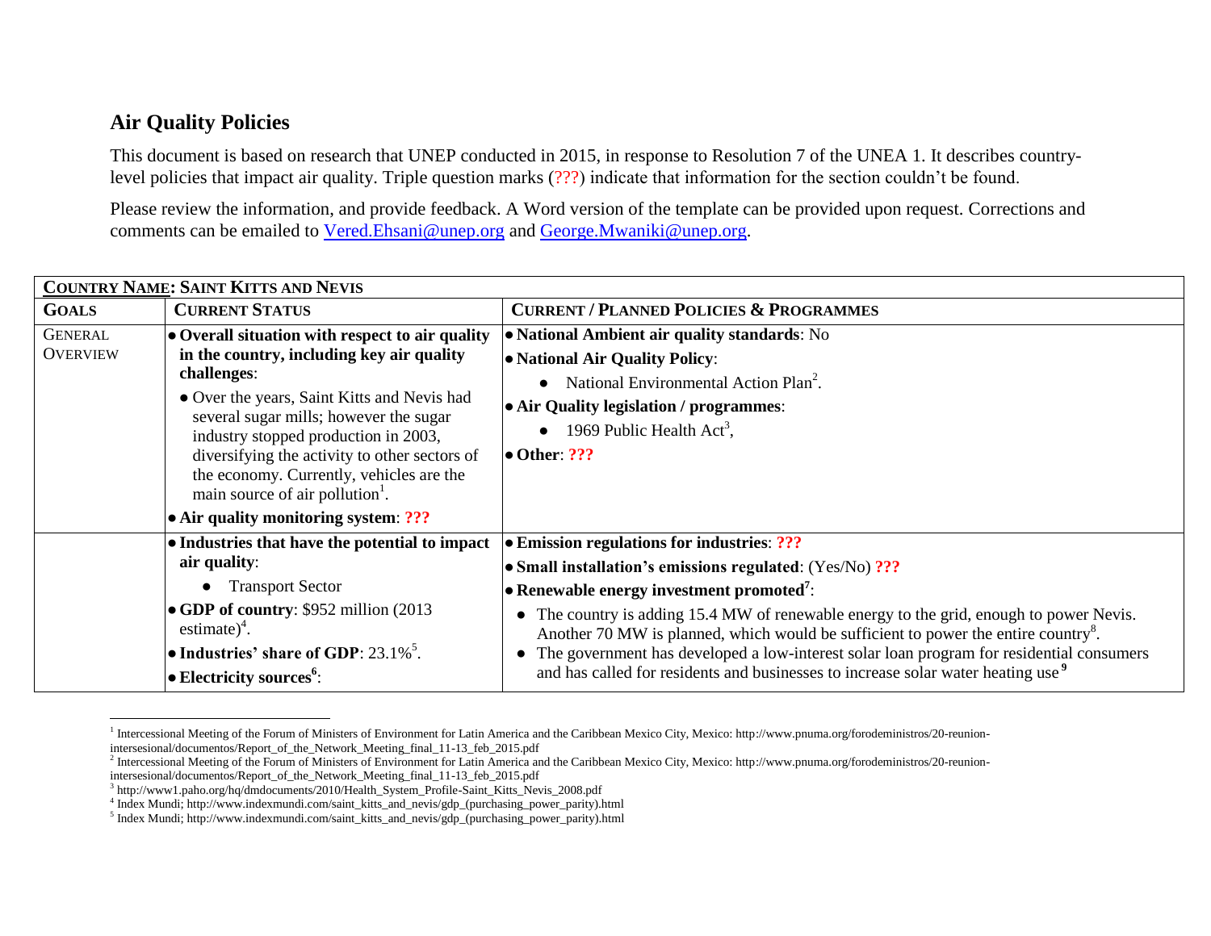## Air Quality Policies

This document is based on research that UNEP conducted in 2015, in response to Resolution 7 of the UNEA 1. It describes country-level policies that impact air quality. Triple question marks (???) indicate that information for the section couldn't be found.

Please review the information, and provide feedback. A Word version of the template can be provided upon request. Corrections and comments can be emailed to Vered.Ehsani@unep.org and George.Mwaniki@unep.org.

| **COUNTRY NAME: SAINT KITTS AND NEVIS** | | |
|---|---|---|
| **GOALS** | **CURRENT STATUS** | **CURRENT / PLANNED POLICIES & PROGRAMMES** |
| GENERAL OVERVIEW | • **Overall situation with respect to air quality in the country, including key air quality challenges**:<br>• Over the years, Saint Kitts and Nevis had several sugar mills; however the sugar industry stopped production in 2003, diversifying the activity to other sectors of the economy. Currently, vehicles are the main source of air pollution[1].<br>• **Air quality monitoring system**: **???** | • **National Ambient air quality standards**: No<br>• **National Air Quality Policy**:<br>• National Environmental Action Plan[2].<br>• **Air Quality legislation / programmes**:<br>• 1969 Public Health Act[3],<br>• **Other**: **???** |
| | • **Industries that have the potential to impact air quality**:<br>• Transport Sector<br>• **GDP of country**: $952 million (2013 estimate)[4].<br>• **Industries' share of GDP**: 23.1%[5].<br>• **Electricity sources[6]**: | • **Emission regulations for industries**: **???**<br>• **Small installation's emissions regulated**: (Yes/No) **???**<br>• **Renewable energy investment promoted[7]**:<br>• The country is adding 15.4 MW of renewable energy to the grid, enough to power Nevis. Another 70 MW is planned, which would be sufficient to power the entire country[8].<br>• The government has developed a low-interest solar loan program for residential consumers and has called for residents and businesses to increase solar water heating use [9] |

---

[1] Intercessional Meeting of the Forum of Ministers of Environment for Latin America and the Caribbean Mexico City, Mexico: http://www.pnuma.org/forodeministros/20-reunion-intersesional/documentos/Report_of_the_Network_Meeting_final_11-13_feb_2015.pdf

[2] Intercessional Meeting of the Forum of Ministers of Environment for Latin America and the Caribbean Mexico City, Mexico: http://www.pnuma.org/forodeministros/20-reunion-intersesional/documentos/Report_of_the_Network_Meeting_final_11-13_feb_2015.pdf

[3] http://www1.paho.org/hq/dmdocuments/2010/Health_System_Profile-Saint_Kitts_Nevis_2008.pdf

[4] Index Mundi; http://www.indexmundi.com/saint_kitts_and_nevis/gdp_(purchasing_power_parity).html

[5] Index Mundi; http://www.indexmundi.com/saint_kitts_and_nevis/gdp_(purchasing_power_parity).html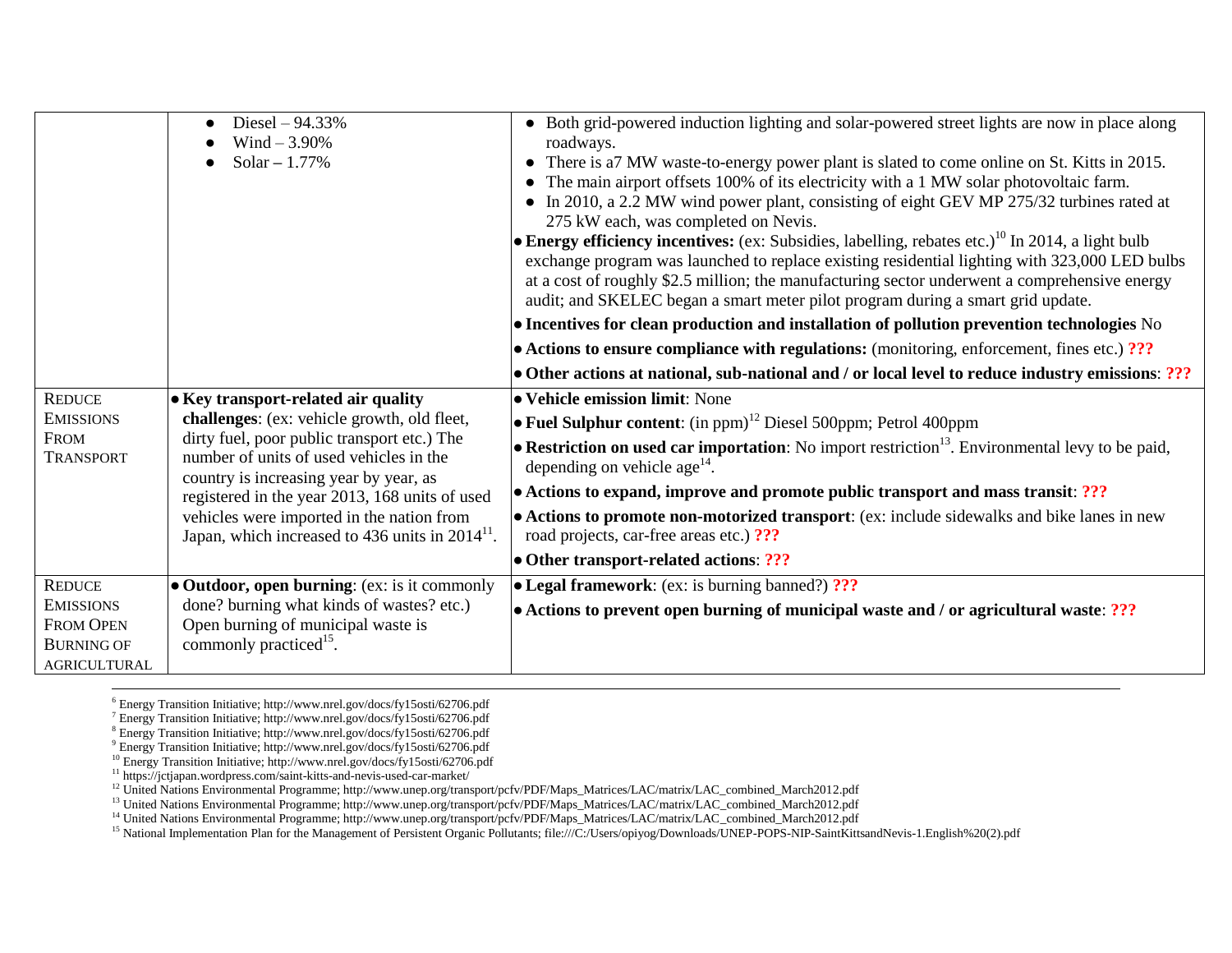| | | |
|---|---|---|
| | • Diesel – 94.33%<br>• Wind – 3.90%<br>• Solar – 1.77% | • Both grid-powered induction lighting and solar-powered street lights are now in place along roadways.<br>• There is a7 MW waste-to-energy power plant is slated to come online on St. Kitts in 2015.<br>• The main airport offsets 100% of its electricity with a 1 MW solar photovoltaic farm.<br>• In 2010, a 2.2 MW wind power plant, consisting of eight GEV MP 275/32 turbines rated at 275 kW each, was completed on Nevis.<br>• **Energy efficiency incentives:** (ex: Subsidies, labelling, rebates etc.)[10] In 2014, a light bulb exchange program was launched to replace existing residential lighting with 323,000 LED bulbs at a cost of roughly $2.5 million; the manufacturing sector underwent a comprehensive energy audit; and SKELEC began a smart meter pilot program during a smart grid update.<br>• **Incentives for clean production and installation of pollution prevention technologies** No<br>• **Actions to ensure compliance with regulations:** (monitoring, enforcement, fines etc.) **???**<br>• **Other actions at national, sub-national and / or local level to reduce industry emissions**: **???** |
| REDUCE EMISSIONS FROM TRANSPORT | • **Key transport-related air quality challenges**: (ex: vehicle growth, old fleet, dirty fuel, poor public transport etc.) The number of units of used vehicles in the country is increasing year by year, as registered in the year 2013, 168 units of used vehicles were imported in the nation from Japan, which increased to 436 units in 2014[11]. | • **Vehicle emission limit**: None<br>• **Fuel Sulphur content**: (in ppm)[12] Diesel 500ppm; Petrol 400ppm<br>• **Restriction on used car importation**: No import restriction[13]. Environmental levy to be paid, depending on vehicle age[14].<br>• **Actions to expand, improve and promote public transport and mass transit**: **???**<br>• **Actions to promote non-motorized transport**: (ex: include sidewalks and bike lanes in new road projects, car-free areas etc.) **???**<br>• **Other transport-related actions**: **???** |
| REDUCE EMISSIONS FROM OPEN BURNING OF AGRICULTURAL | • **Outdoor, open burning**: (ex: is it commonly done? burning what kinds of wastes? etc.) Open burning of municipal waste is commonly practiced[15]. | • **Legal framework**: (ex: is burning banned?) **???**<br>• **Actions to prevent open burning of municipal waste and / or agricultural waste**: **???** |

[6] Energy Transition Initiative; http://www.nrel.gov/docs/fy15osti/62706.pdf
[7] Energy Transition Initiative; http://www.nrel.gov/docs/fy15osti/62706.pdf
[8] Energy Transition Initiative; http://www.nrel.gov/docs/fy15osti/62706.pdf
[9] Energy Transition Initiative; http://www.nrel.gov/docs/fy15osti/62706.pdf
[10] Energy Transition Initiative; http://www.nrel.gov/docs/fy15osti/62706.pdf
[11] https://jctjapan.wordpress.com/saint-kitts-and-nevis-used-car-market/
[12] United Nations Environmental Programme; http://www.unep.org/transport/pcfv/PDF/Maps_Matrices/LAC/matrix/LAC_combined_March2012.pdf
[13] United Nations Environmental Programme; http://www.unep.org/transport/pcfv/PDF/Maps_Matrices/LAC/matrix/LAC_combined_March2012.pdf
[14] United Nations Environmental Programme; http://www.unep.org/transport/pcfv/PDF/Maps_Matrices/LAC/matrix/LAC_combined_March2012.pdf
[15] National Implementation Plan for the Management of Persistent Organic Pollutants; file:///C:/Users/opiyog/Downloads/UNEP-POPS-NIP-SaintKittsandNevis-1.English%20(2).pdf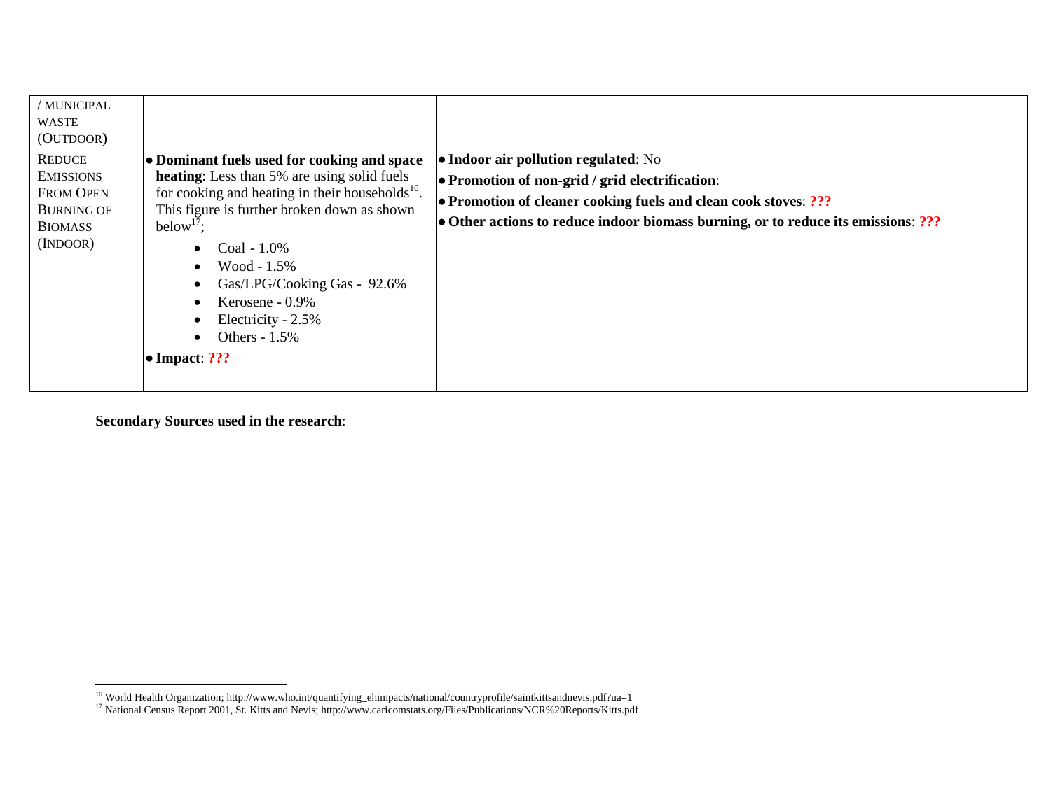| | | |
|---|---|---|
| / MUNICIPAL WASTE (OUTDOOR) | | |
| REDUCE EMISSIONS FROM OPEN BURNING OF BIOMASS (INDOOR) | • **Dominant fuels used for cooking and space heating**: Less than 5% are using solid fuels for cooking and heating in their households[16]. This figure is further broken down as shown below[17];<br>• Coal - 1.0%<br>• Wood - 1.5%<br>• Gas/LPG/Cooking Gas - 92.6%<br>• Kerosene - 0.9%<br>• Electricity - 2.5%<br>• Others - 1.5%<br>• **Impact**: **???** | • **Indoor air pollution regulated**: No<br>• **Promotion of non-grid / grid electrification**:<br>• **Promotion of cleaner cooking fuels and clean cook stoves**: **???**<br>• **Other actions to reduce indoor biomass burning, or to reduce its emissions**: **???** |

**Secondary Sources used in the research**:

[16] World Health Organization; http://www.who.int/quantifying_ehimpacts/national/countryprofile/saintkittsandnevis.pdf?ua=1

[17] National Census Report 2001, St. Kitts and Nevis; http://www.caricomstats.org/Files/Publications/NCR%20Reports/Kitts.pdf